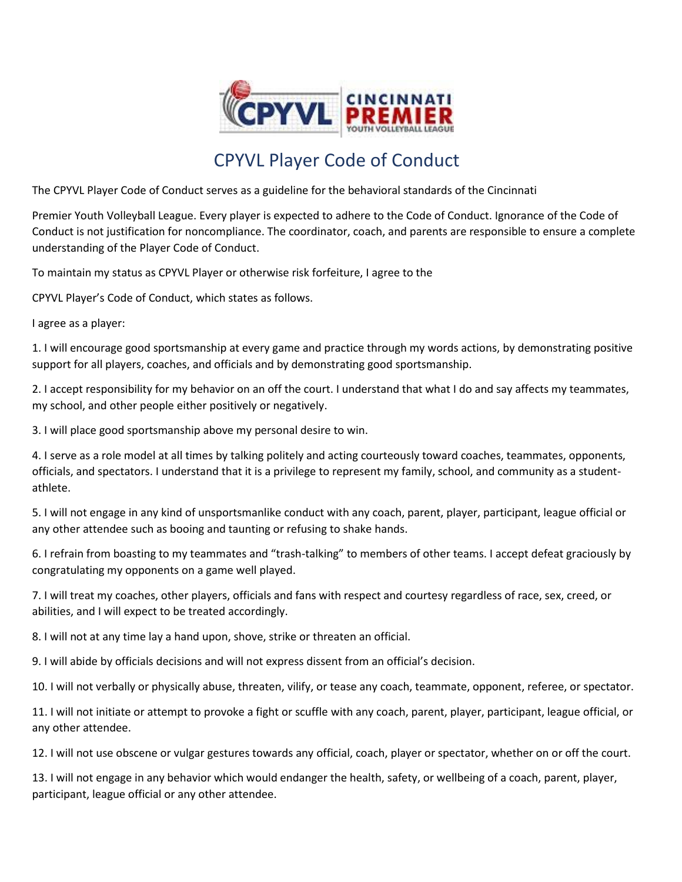# CPYVL Player Code of Conduct

The CPYVL Player Code of Conduct serves as a guideline for the behavioral standards of the Cincinnati

Premier Youth Volleyball League. Every player is expected to adhere to the Code of Conduct. Ignorance of the Code of Conduct is not justification for noncompliance. The coordinator, coach, and parents are responsible to ensure a complete understanding of the Player Code of Conduct.

To maintain my status as CPYVL Player or otherwise risk forfeiture, I agree to the

CPYVL Player's Code of Conduct, which states as follows.

I agree as a player:

1. I will encourage good sportsmanship at every game and practice through my words actions, by demonstrating positive support for all players, coaches, and officials and by demonstrating good sportsmanship.

2. I accept responsibility for my behavior on an off the court. I understand that what I do and say affects my teammates, my school, and other people either positively or negatively.

3. I will place good sportsmanship above my personal desire to win.

4. I serve as a role model at all times by talking politely and acting courteously toward coaches, teammates, opponents, officials, and spectators. I understand that it is a privilege to represent my family, school, and community as a student-athlete.

5. I will not engage in any kind of unsportsmanlike conduct with any coach, parent, player, participant, league official or any other attendee such as booing and taunting or refusing to shake hands.

6. I refrain from boasting to my teammates and "trash-talking" to members of other teams. I accept defeat graciously by congratulating my opponents on a game well played.

7. I will treat my coaches, other players, officials and fans with respect and courtesy regardless of race, sex, creed, or abilities, and I will expect to be treated accordingly.

8. I will not at any time lay a hand upon, shove, strike or threaten an official.

9. I will abide by officials decisions and will not express dissent from an official's decision.

10. I will not verbally or physically abuse, threaten, vilify, or tease any coach, teammate, opponent, referee, or spectator.

11. I will not initiate or attempt to provoke a fight or scuffle with any coach, parent, player, participant, league official, or any other attendee.

12. I will not use obscene or vulgar gestures towards any official, coach, player or spectator, whether on or off the court.

13. I will not engage in any behavior which would endanger the health, safety, or wellbeing of a coach, parent, player, participant, league official or any other attendee.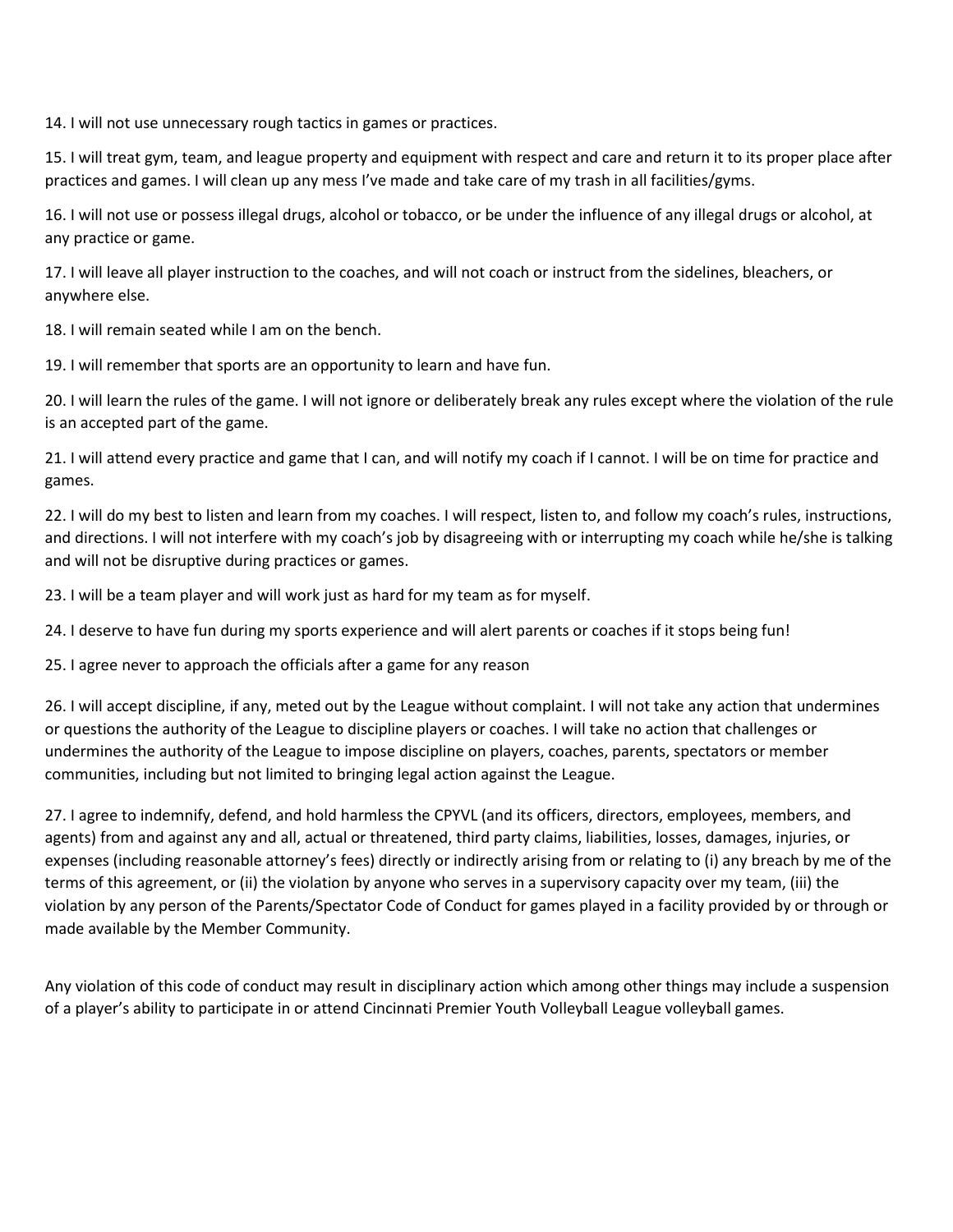14. I will not use unnecessary rough tactics in games or practices.

15. I will treat gym, team, and league property and equipment with respect and care and return it to its proper place after practices and games. I will clean up any mess I've made and take care of my trash in all facilities/gyms.

16. I will not use or possess illegal drugs, alcohol or tobacco, or be under the influence of any illegal drugs or alcohol, at any practice or game.

17. I will leave all player instruction to the coaches, and will not coach or instruct from the sidelines, bleachers, or anywhere else.

18. I will remain seated while I am on the bench.

19. I will remember that sports are an opportunity to learn and have fun.

20. I will learn the rules of the game. I will not ignore or deliberately break any rules except where the violation of the rule is an accepted part of the game.

21. I will attend every practice and game that I can, and will notify my coach if I cannot. I will be on time for practice and games.

22. I will do my best to listen and learn from my coaches. I will respect, listen to, and follow my coach's rules, instructions, and directions. I will not interfere with my coach's job by disagreeing with or interrupting my coach while he/she is talking and will not be disruptive during practices or games.

23. I will be a team player and will work just as hard for my team as for myself.

24. I deserve to have fun during my sports experience and will alert parents or coaches if it stops being fun!

25. I agree never to approach the officials after a game for any reason

26. I will accept discipline, if any, meted out by the League without complaint. I will not take any action that undermines or questions the authority of the League to discipline players or coaches. I will take no action that challenges or undermines the authority of the League to impose discipline on players, coaches, parents, spectators or member communities, including but not limited to bringing legal action against the League.

27. I agree to indemnify, defend, and hold harmless the CPYVL (and its officers, directors, employees, members, and agents) from and against any and all, actual or threatened, third party claims, liabilities, losses, damages, injuries, or expenses (including reasonable attorney's fees) directly or indirectly arising from or relating to (i) any breach by me of the terms of this agreement, or (ii) the violation by anyone who serves in a supervisory capacity over my team, (iii) the violation by any person of the Parents/Spectator Code of Conduct for games played in a facility provided by or through or made available by the Member Community.

Any violation of this code of conduct may result in disciplinary action which among other things may include a suspension of a player's ability to participate in or attend Cincinnati Premier Youth Volleyball League volleyball games.